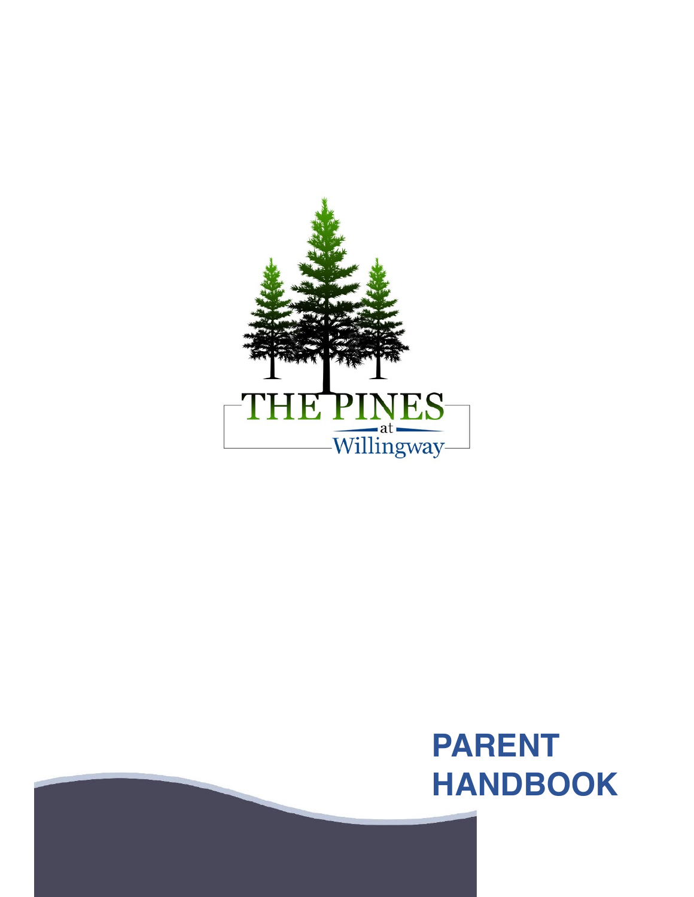THE PINES
at
Willingway

# PARENT HANDBOOK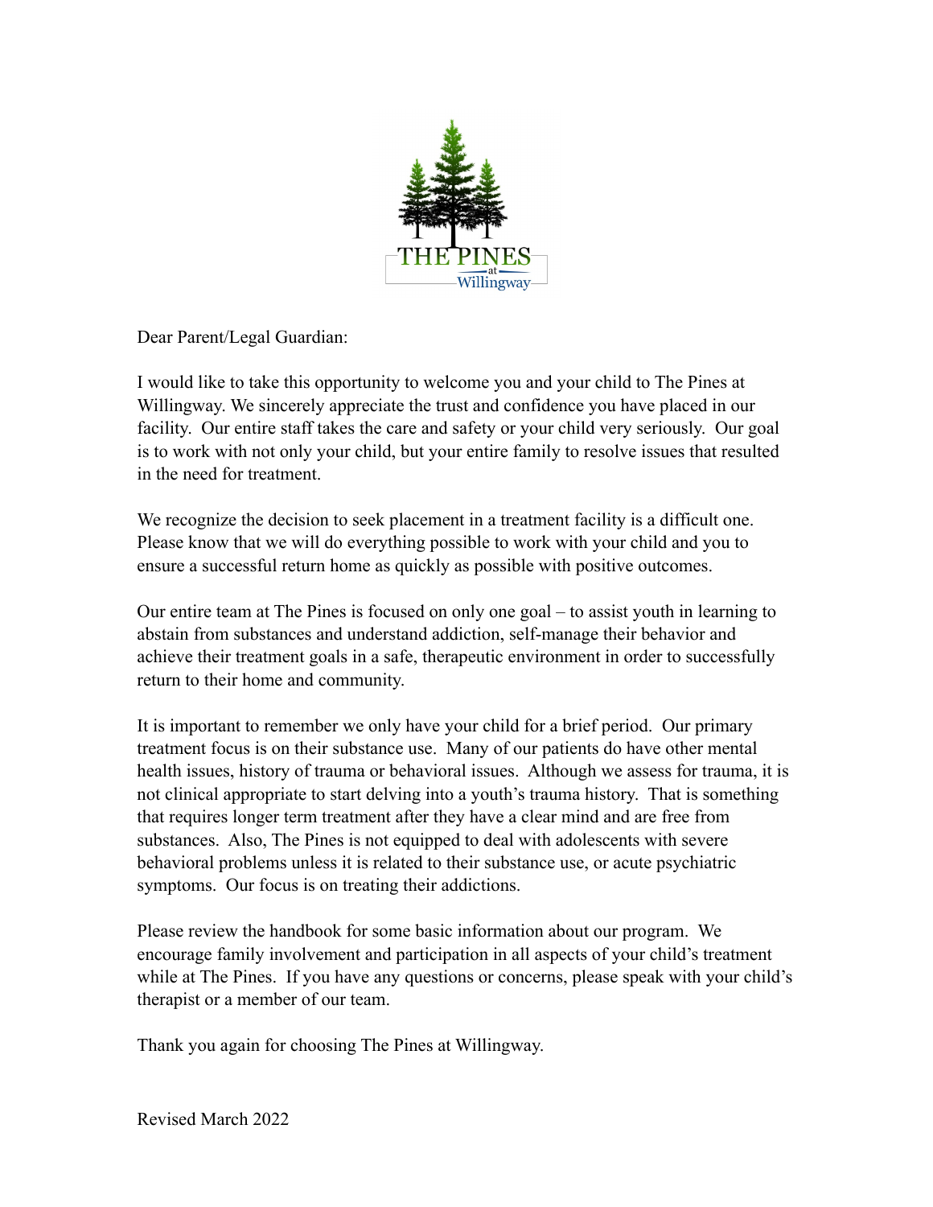Dear Parent/Legal Guardian:

I would like to take this opportunity to welcome you and your child to The Pines at Willingway. We sincerely appreciate the trust and confidence you have placed in our facility. Our entire staff takes the care and safety or your child very seriously. Our goal is to work with not only your child, but your entire family to resolve issues that resulted in the need for treatment.

We recognize the decision to seek placement in a treatment facility is a difficult one. Please know that we will do everything possible to work with your child and you to ensure a successful return home as quickly as possible with positive outcomes.

Our entire team at The Pines is focused on only one goal – to assist youth in learning to abstain from substances and understand addiction, self-manage their behavior and achieve their treatment goals in a safe, therapeutic environment in order to successfully return to their home and community.

It is important to remember we only have your child for a brief period. Our primary treatment focus is on their substance use. Many of our patients do have other mental health issues, history of trauma or behavioral issues. Although we assess for trauma, it is not clinical appropriate to start delving into a youth's trauma history. That is something that requires longer term treatment after they have a clear mind and are free from substances. Also, The Pines is not equipped to deal with adolescents with severe behavioral problems unless it is related to their substance use, or acute psychiatric symptoms. Our focus is on treating their addictions.

Please review the handbook for some basic information about our program. We encourage family involvement and participation in all aspects of your child's treatment while at The Pines. If you have any questions or concerns, please speak with your child's therapist or a member of our team.

Thank you again for choosing The Pines at Willingway.

Revised March 2022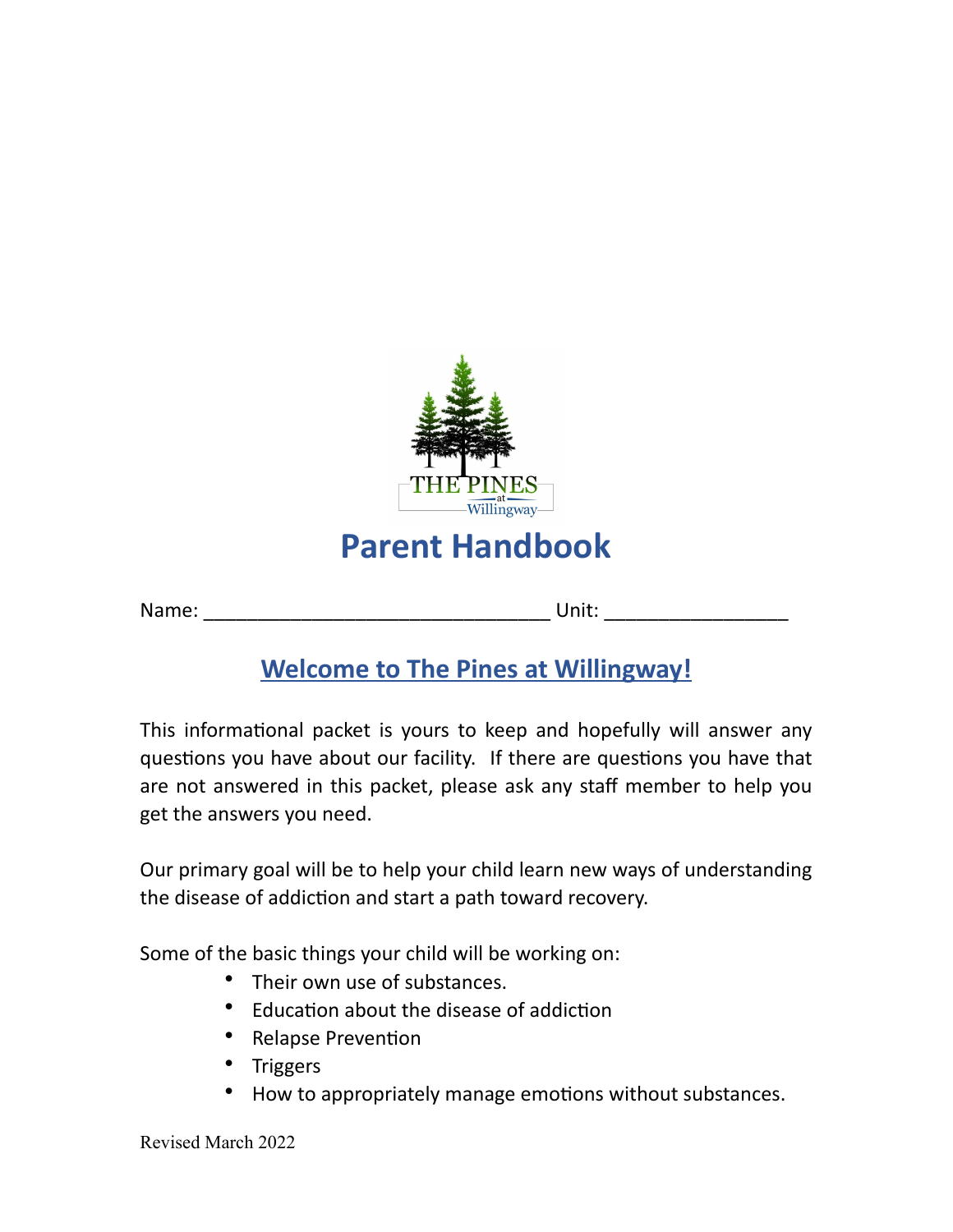THE PINES at Willingway

# Parent Handbook

Name: _______________________________ Unit: ________________

## Welcome to The Pines at Willingway!

This informational packet is yours to keep and hopefully will answer any questions you have about our facility. If there are questions you have that are not answered in this packet, please ask any staff member to help you get the answers you need.

Our primary goal will be to help your child learn new ways of understanding the disease of addiction and start a path toward recovery.

Some of the basic things your child will be working on:

- Their own use of substances.
- Education about the disease of addiction
- Relapse Prevention
- Triggers
- How to appropriately manage emotions without substances.

Revised March 2022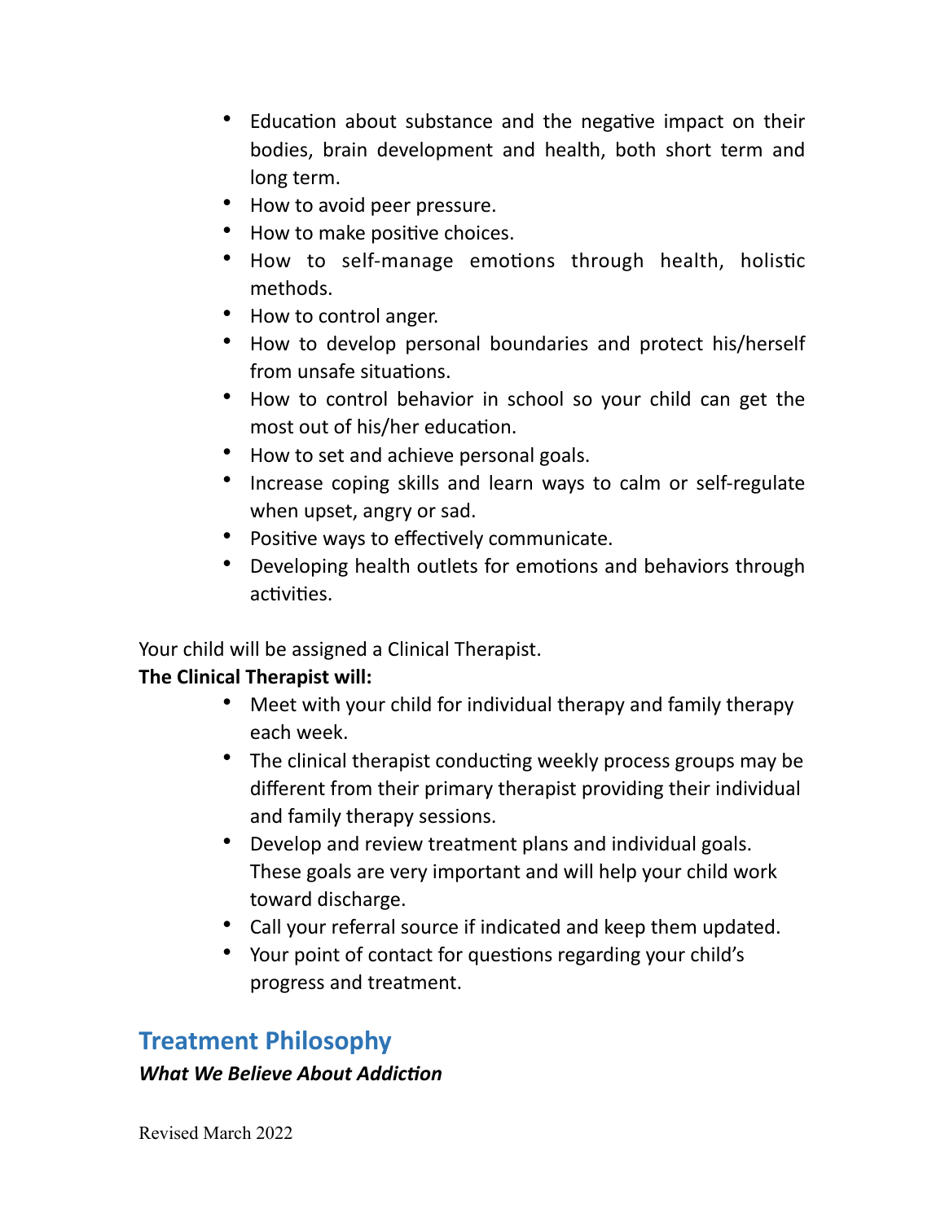- Education about substance and the negative impact on their bodies, brain development and health, both short term and long term.
- How to avoid peer pressure.
- How to make positive choices.
- How to self-manage emotions through health, holistic methods.
- How to control anger.
- How to develop personal boundaries and protect his/herself from unsafe situations.
- How to control behavior in school so your child can get the most out of his/her education.
- How to set and achieve personal goals.
- Increase coping skills and learn ways to calm or self-regulate when upset, angry or sad.
- Positive ways to effectively communicate.
- Developing health outlets for emotions and behaviors through activities.

Your child will be assigned a Clinical Therapist.

**The Clinical Therapist will:**

- Meet with your child for individual therapy and family therapy each week.
- The clinical therapist conducting weekly process groups may be different from their primary therapist providing their individual and family therapy sessions.
- Develop and review treatment plans and individual goals. These goals are very important and will help your child work toward discharge.
- Call your referral source if indicated and keep them updated.
- Your point of contact for questions regarding your child's progress and treatment.

## Treatment Philosophy

***What We Believe About Addiction***

Revised March 2022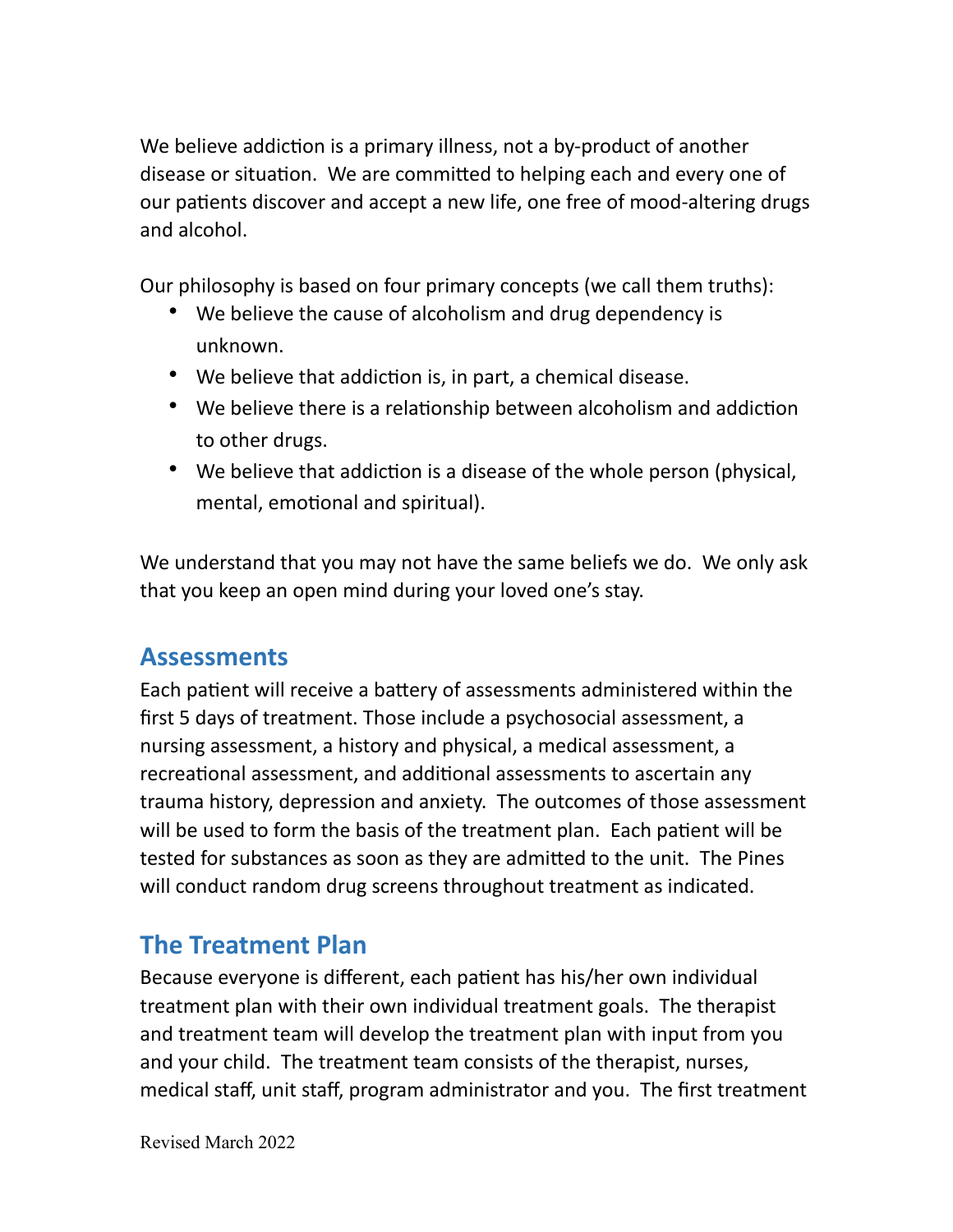We believe addiction is a primary illness, not a by-product of another disease or situation. We are committed to helping each and every one of our patients discover and accept a new life, one free of mood-altering drugs and alcohol.

Our philosophy is based on four primary concepts (we call them truths):

- We believe the cause of alcoholism and drug dependency is unknown.
- We believe that addiction is, in part, a chemical disease.
- We believe there is a relationship between alcoholism and addiction to other drugs.
- We believe that addiction is a disease of the whole person (physical, mental, emotional and spiritual).

We understand that you may not have the same beliefs we do. We only ask that you keep an open mind during your loved one's stay.

## Assessments

Each patient will receive a battery of assessments administered within the first 5 days of treatment. Those include a psychosocial assessment, a nursing assessment, a history and physical, a medical assessment, a recreational assessment, and additional assessments to ascertain any trauma history, depression and anxiety. The outcomes of those assessment will be used to form the basis of the treatment plan. Each patient will be tested for substances as soon as they are admitted to the unit. The Pines will conduct random drug screens throughout treatment as indicated.

## The Treatment Plan

Because everyone is different, each patient has his/her own individual treatment plan with their own individual treatment goals. The therapist and treatment team will develop the treatment plan with input from you and your child. The treatment team consists of the therapist, nurses, medical staff, unit staff, program administrator and you. The first treatment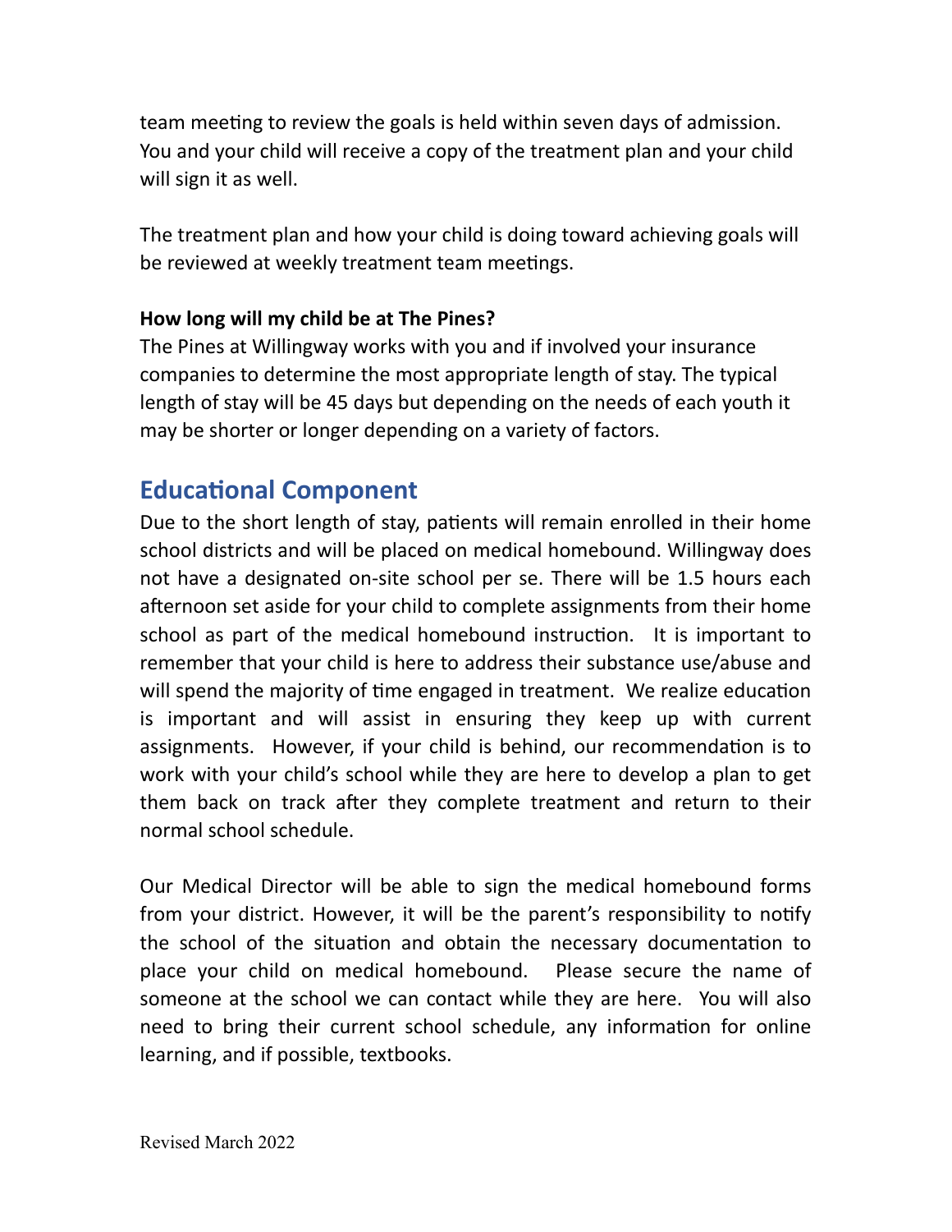team meeting to review the goals is held within seven days of admission. You and your child will receive a copy of the treatment plan and your child will sign it as well.

The treatment plan and how your child is doing toward achieving goals will be reviewed at weekly treatment team meetings.

**How long will my child be at The Pines?**

The Pines at Willingway works with you and if involved your insurance companies to determine the most appropriate length of stay. The typical length of stay will be 45 days but depending on the needs of each youth it may be shorter or longer depending on a variety of factors.

## Educational Component

Due to the short length of stay, patients will remain enrolled in their home school districts and will be placed on medical homebound. Willingway does not have a designated on-site school per se. There will be 1.5 hours each afternoon set aside for your child to complete assignments from their home school as part of the medical homebound instruction. It is important to remember that your child is here to address their substance use/abuse and will spend the majority of time engaged in treatment. We realize education is important and will assist in ensuring they keep up with current assignments. However, if your child is behind, our recommendation is to work with your child's school while they are here to develop a plan to get them back on track after they complete treatment and return to their normal school schedule.

Our Medical Director will be able to sign the medical homebound forms from your district. However, it will be the parent's responsibility to notify the school of the situation and obtain the necessary documentation to place your child on medical homebound. Please secure the name of someone at the school we can contact while they are here. You will also need to bring their current school schedule, any information for online learning, and if possible, textbooks.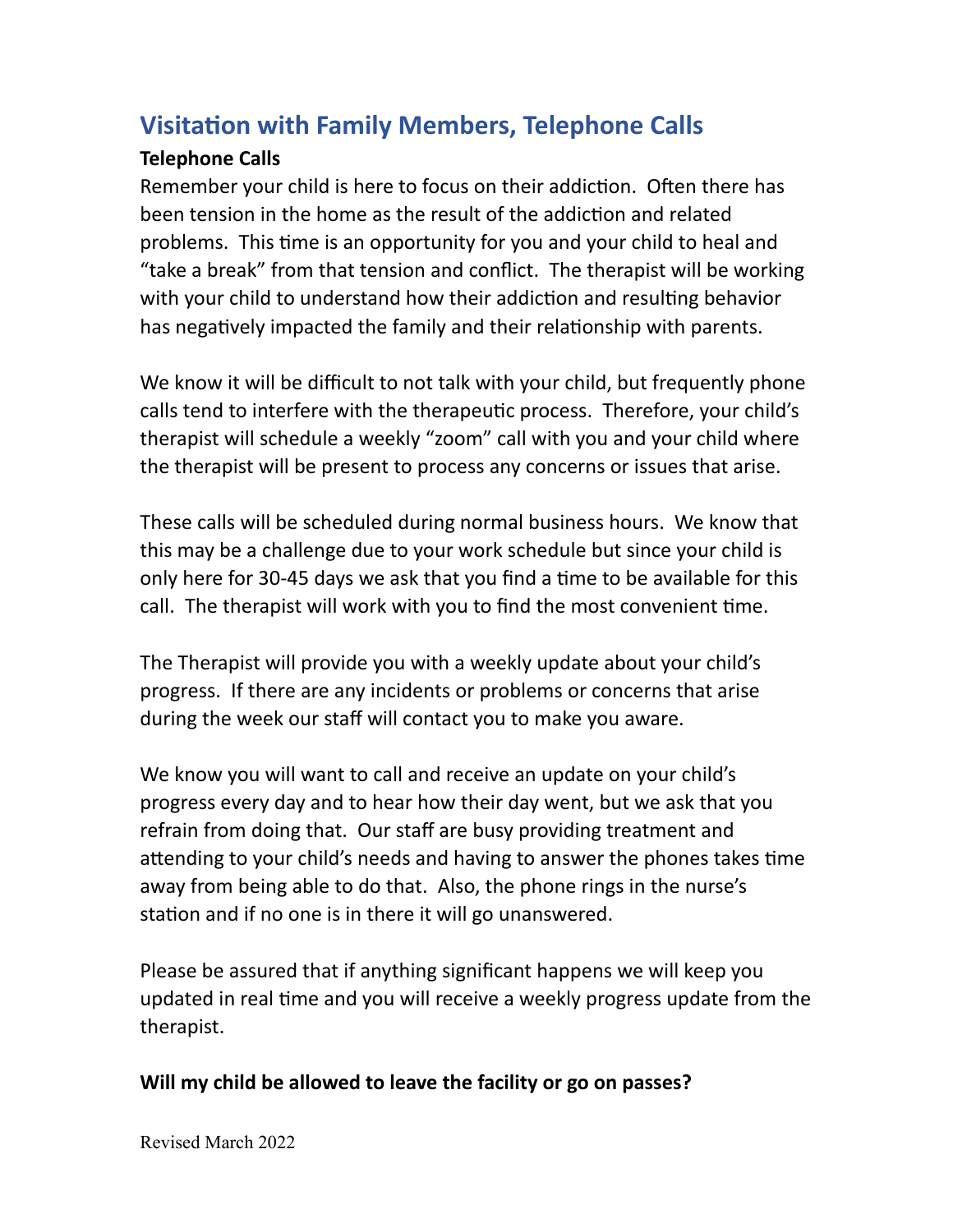## Visitation with Family Members, Telephone Calls

**Telephone Calls**

Remember your child is here to focus on their addiction. Often there has been tension in the home as the result of the addiction and related problems. This time is an opportunity for you and your child to heal and "take a break" from that tension and conflict. The therapist will be working with your child to understand how their addiction and resulting behavior has negatively impacted the family and their relationship with parents.

We know it will be difficult to not talk with your child, but frequently phone calls tend to interfere with the therapeutic process. Therefore, your child's therapist will schedule a weekly "zoom" call with you and your child where the therapist will be present to process any concerns or issues that arise.

These calls will be scheduled during normal business hours. We know that this may be a challenge due to your work schedule but since your child is only here for 30-45 days we ask that you find a time to be available for this call. The therapist will work with you to find the most convenient time.

The Therapist will provide you with a weekly update about your child's progress. If there are any incidents or problems or concerns that arise during the week our staff will contact you to make you aware.

We know you will want to call and receive an update on your child's progress every day and to hear how their day went, but we ask that you refrain from doing that. Our staff are busy providing treatment and attending to your child's needs and having to answer the phones takes time away from being able to do that. Also, the phone rings in the nurse's station and if no one is in there it will go unanswered.

Please be assured that if anything significant happens we will keep you updated in real time and you will receive a weekly progress update from the therapist.

**Will my child be allowed to leave the facility or go on passes?**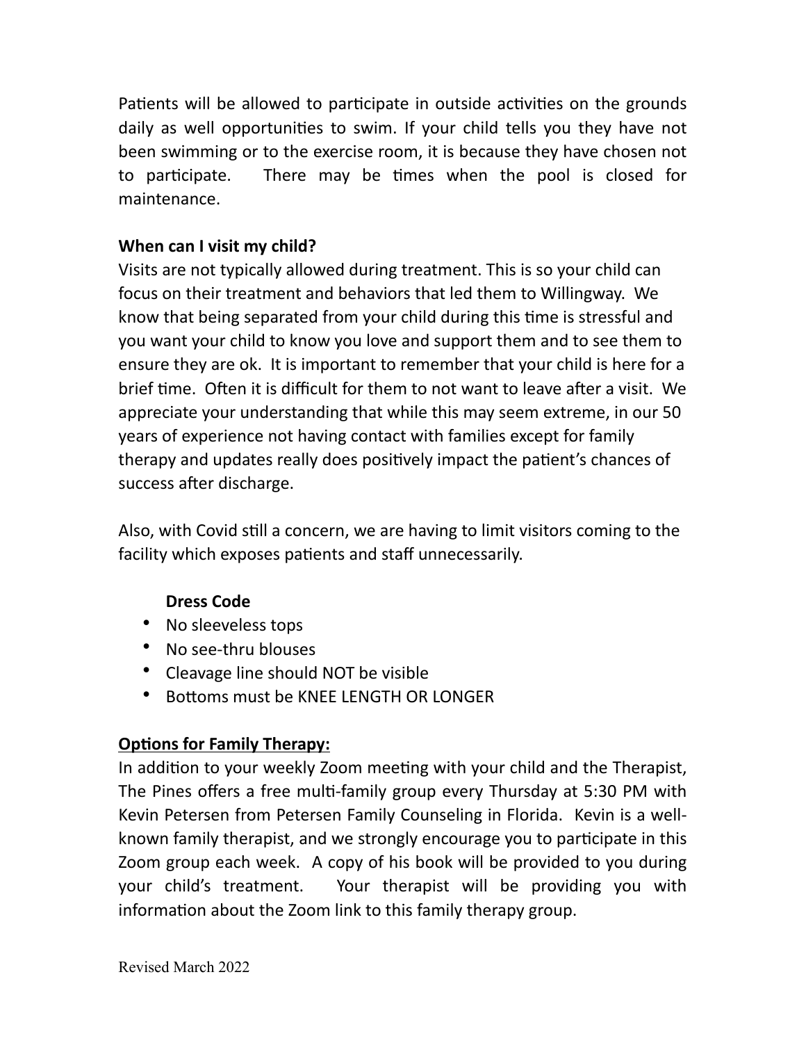Patients will be allowed to participate in outside activities on the grounds daily as well opportunities to swim. If your child tells you they have not been swimming or to the exercise room, it is because they have chosen not to participate. There may be times when the pool is closed for maintenance.

**When can I visit my child?**

Visits are not typically allowed during treatment. This is so your child can focus on their treatment and behaviors that led them to Willingway. We know that being separated from your child during this time is stressful and you want your child to know you love and support them and to see them to ensure they are ok. It is important to remember that your child is here for a brief time. Often it is difficult for them to not want to leave after a visit. We appreciate your understanding that while this may seem extreme, in our 50 years of experience not having contact with families except for family therapy and updates really does positively impact the patient's chances of success after discharge.

Also, with Covid still a concern, we are having to limit visitors coming to the facility which exposes patients and staff unnecessarily.

**Dress Code**

- No sleeveless tops
- No see-thru blouses
- Cleavage line should NOT be visible
- Bottoms must be KNEE LENGTH OR LONGER

**Options for Family Therapy:**

In addition to your weekly Zoom meeting with your child and the Therapist, The Pines offers a free multi-family group every Thursday at 5:30 PM with Kevin Petersen from Petersen Family Counseling in Florida. Kevin is a well-known family therapist, and we strongly encourage you to participate in this Zoom group each week. A copy of his book will be provided to you during your child's treatment. Your therapist will be providing you with information about the Zoom link to this family therapy group.

Revised March 2022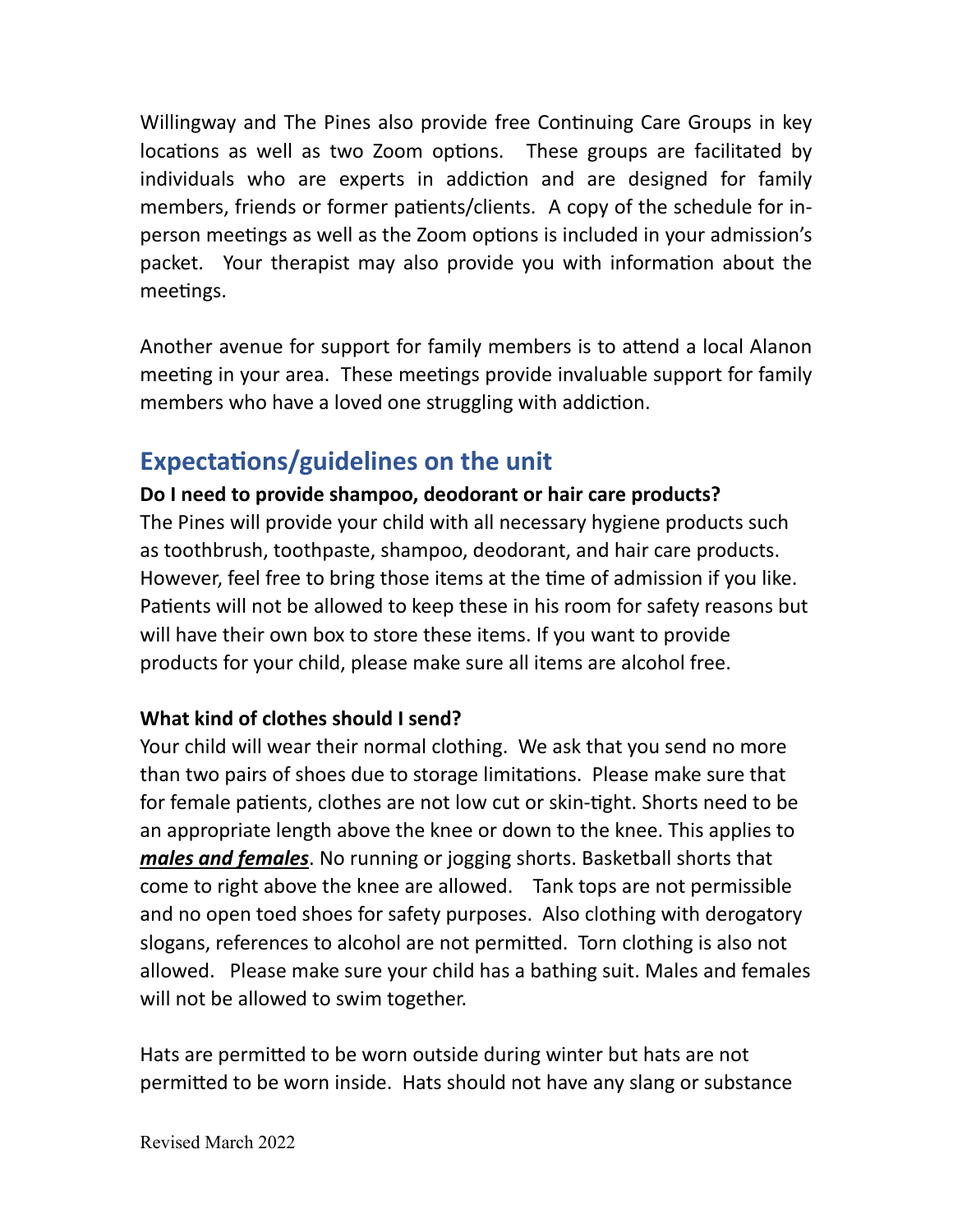Willingway and The Pines also provide free Continuing Care Groups in key locations as well as two Zoom options. These groups are facilitated by individuals who are experts in addiction and are designed for family members, friends or former patients/clients. A copy of the schedule for in-person meetings as well as the Zoom options is included in your admission's packet. Your therapist may also provide you with information about the meetings.

Another avenue for support for family members is to attend a local Alanon meeting in your area. These meetings provide invaluable support for family members who have a loved one struggling with addiction.

## Expectations/guidelines on the unit

**Do I need to provide shampoo, deodorant or hair care products?**

The Pines will provide your child with all necessary hygiene products such as toothbrush, toothpaste, shampoo, deodorant, and hair care products. However, feel free to bring those items at the time of admission if you like. Patients will not be allowed to keep these in his room for safety reasons but will have their own box to store these items. If you want to provide products for your child, please make sure all items are alcohol free.

**What kind of clothes should I send?**

Your child will wear their normal clothing. We ask that you send no more than two pairs of shoes due to storage limitations. Please make sure that for female patients, clothes are not low cut or skin-tight. Shorts need to be an appropriate length above the knee or down to the knee. This applies to ***males and females***. No running or jogging shorts. Basketball shorts that come to right above the knee are allowed. Tank tops are not permissible and no open toed shoes for safety purposes. Also clothing with derogatory slogans, references to alcohol are not permitted. Torn clothing is also not allowed. Please make sure your child has a bathing suit. Males and females will not be allowed to swim together.

Hats are permitted to be worn outside during winter but hats are not permitted to be worn inside. Hats should not have any slang or substance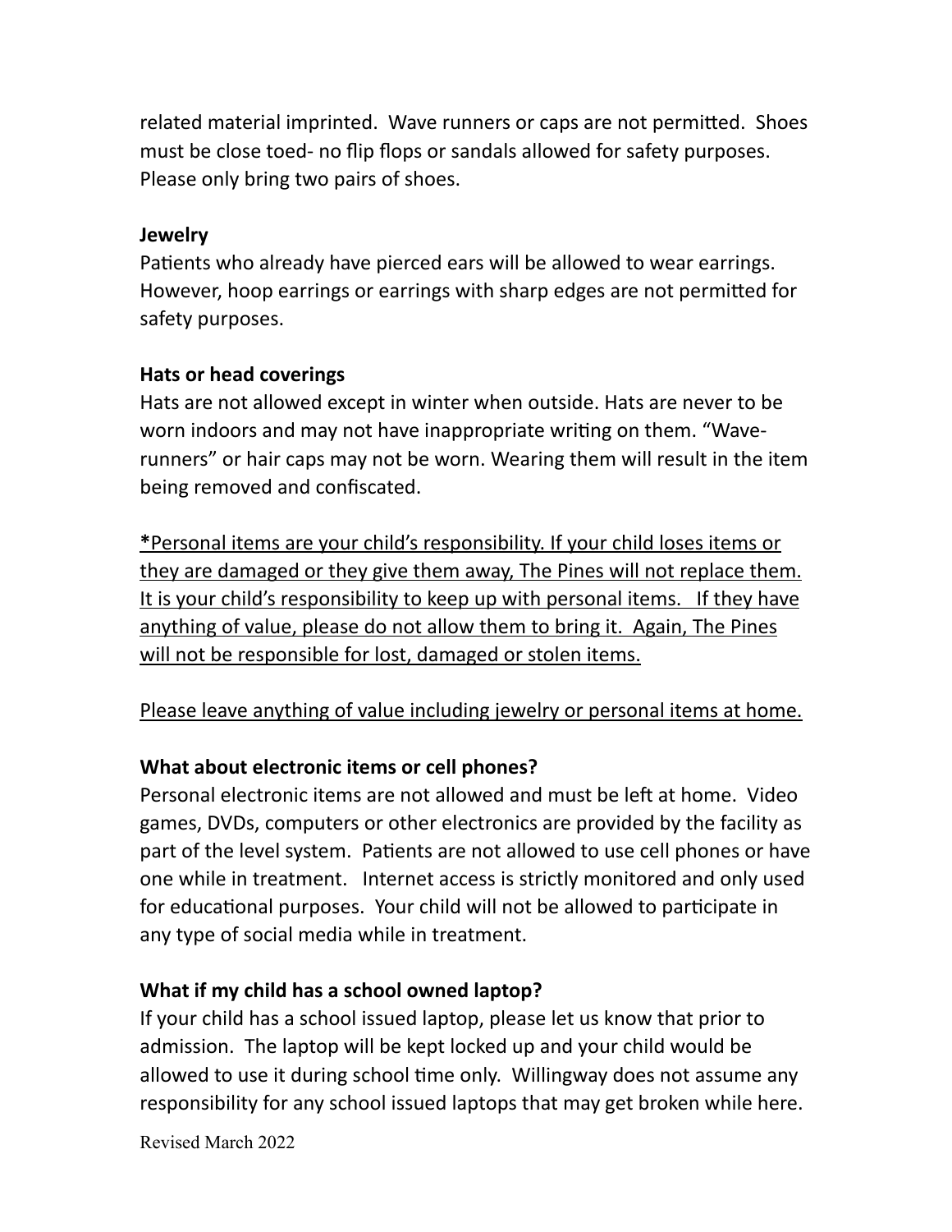related material imprinted. Wave runners or caps are not permitted. Shoes must be close toed- no flip flops or sandals allowed for safety purposes. Please only bring two pairs of shoes.

**Jewelry**

Patients who already have pierced ears will be allowed to wear earrings. However, hoop earrings or earrings with sharp edges are not permitted for safety purposes.

**Hats or head coverings**

Hats are not allowed except in winter when outside. Hats are never to be worn indoors and may not have inappropriate writing on them. "Wave-runners" or hair caps may not be worn. Wearing them will result in the item being removed and confiscated.

<u>**\***Personal items are your child's responsibility. If your child loses items or they are damaged or they give them away, The Pines will not replace them. It is your child's responsibility to keep up with personal items. If they have anything of value, please do not allow them to bring it. Again, The Pines will not be responsible for lost, damaged or stolen items.</u>

<u>Please leave anything of value including jewelry or personal items at home.</u>

**What about electronic items or cell phones?**

Personal electronic items are not allowed and must be left at home. Video games, DVDs, computers or other electronics are provided by the facility as part of the level system. Patients are not allowed to use cell phones or have one while in treatment. Internet access is strictly monitored and only used for educational purposes. Your child will not be allowed to participate in any type of social media while in treatment.

**What if my child has a school owned laptop?**

If your child has a school issued laptop, please let us know that prior to admission. The laptop will be kept locked up and your child would be allowed to use it during school time only. Willingway does not assume any responsibility for any school issued laptops that may get broken while here.

Revised March 2022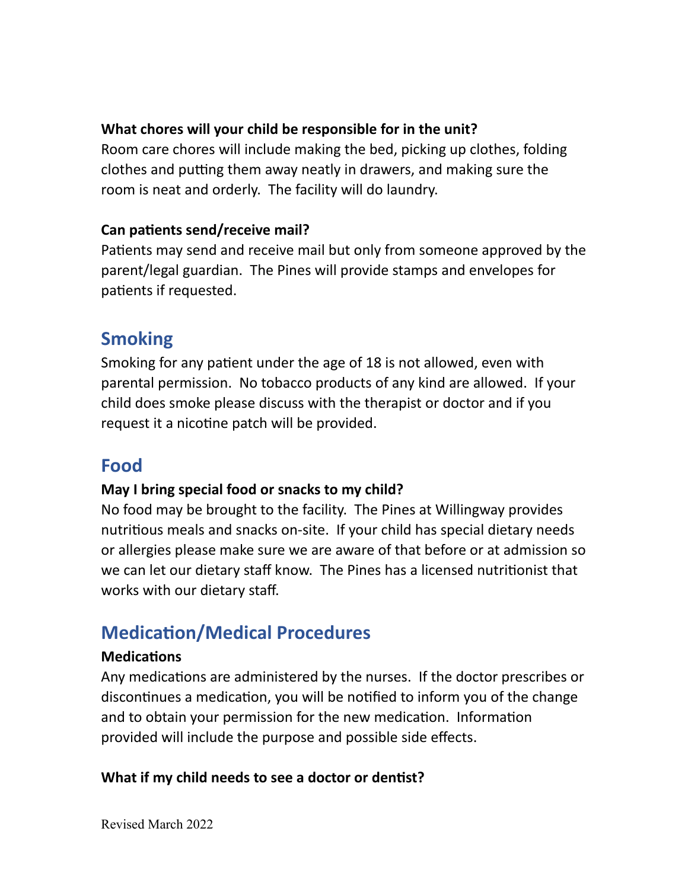**What chores will your child be responsible for in the unit?**
Room care chores will include making the bed, picking up clothes, folding clothes and putting them away neatly in drawers, and making sure the room is neat and orderly. The facility will do laundry.

**Can patients send/receive mail?**
Patients may send and receive mail but only from someone approved by the parent/legal guardian. The Pines will provide stamps and envelopes for patients if requested.

## Smoking

Smoking for any patient under the age of 18 is not allowed, even with parental permission. No tobacco products of any kind are allowed. If your child does smoke please discuss with the therapist or doctor and if you request it a nicotine patch will be provided.

## Food

**May I bring special food or snacks to my child?**
No food may be brought to the facility. The Pines at Willingway provides nutritious meals and snacks on-site. If your child has special dietary needs or allergies please make sure we are aware of that before or at admission so we can let our dietary staff know. The Pines has a licensed nutritionist that works with our dietary staff.

## Medication/Medical Procedures

**Medications**
Any medications are administered by the nurses. If the doctor prescribes or discontinues a medication, you will be notified to inform you of the change and to obtain your permission for the new medication. Information provided will include the purpose and possible side effects.

**What if my child needs to see a doctor or dentist?**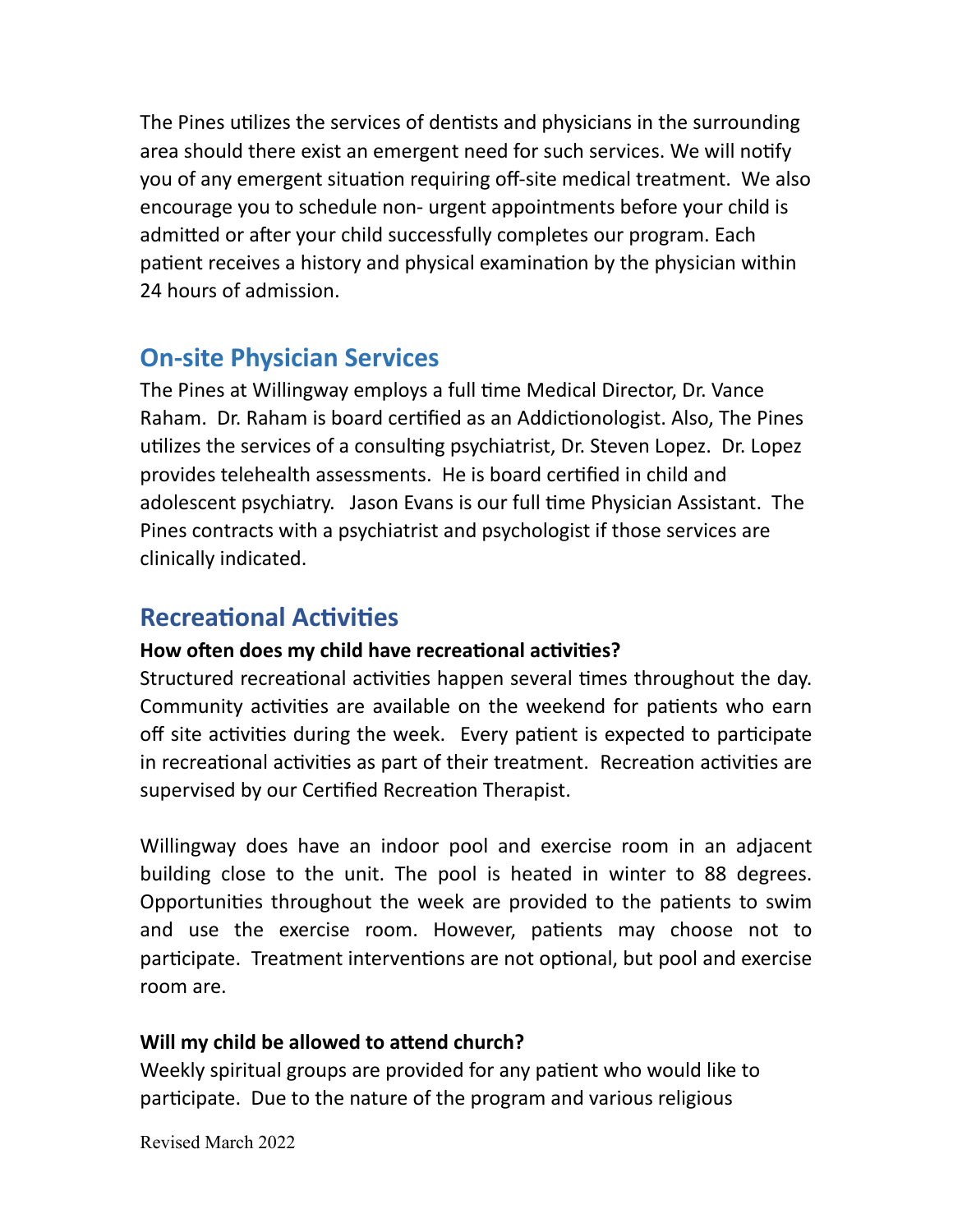The Pines utilizes the services of dentists and physicians in the surrounding area should there exist an emergent need for such services. We will notify you of any emergent situation requiring off-site medical treatment. We also encourage you to schedule non- urgent appointments before your child is admitted or after your child successfully completes our program. Each patient receives a history and physical examination by the physician within 24 hours of admission.

## On-site Physician Services

The Pines at Willingway employs a full time Medical Director, Dr. Vance Raham. Dr. Raham is board certified as an Addictionologist. Also, The Pines utilizes the services of a consulting psychiatrist, Dr. Steven Lopez. Dr. Lopez provides telehealth assessments. He is board certified in child and adolescent psychiatry. Jason Evans is our full time Physician Assistant. The Pines contracts with a psychiatrist and psychologist if those services are clinically indicated.

## Recreational Activities

**How often does my child have recreational activities?**

Structured recreational activities happen several times throughout the day. Community activities are available on the weekend for patients who earn off site activities during the week. Every patient is expected to participate in recreational activities as part of their treatment. Recreation activities are supervised by our Certified Recreation Therapist.

Willingway does have an indoor pool and exercise room in an adjacent building close to the unit. The pool is heated in winter to 88 degrees. Opportunities throughout the week are provided to the patients to swim and use the exercise room. However, patients may choose not to participate. Treatment interventions are not optional, but pool and exercise room are.

**Will my child be allowed to attend church?**

Weekly spiritual groups are provided for any patient who would like to participate. Due to the nature of the program and various religious

Revised March 2022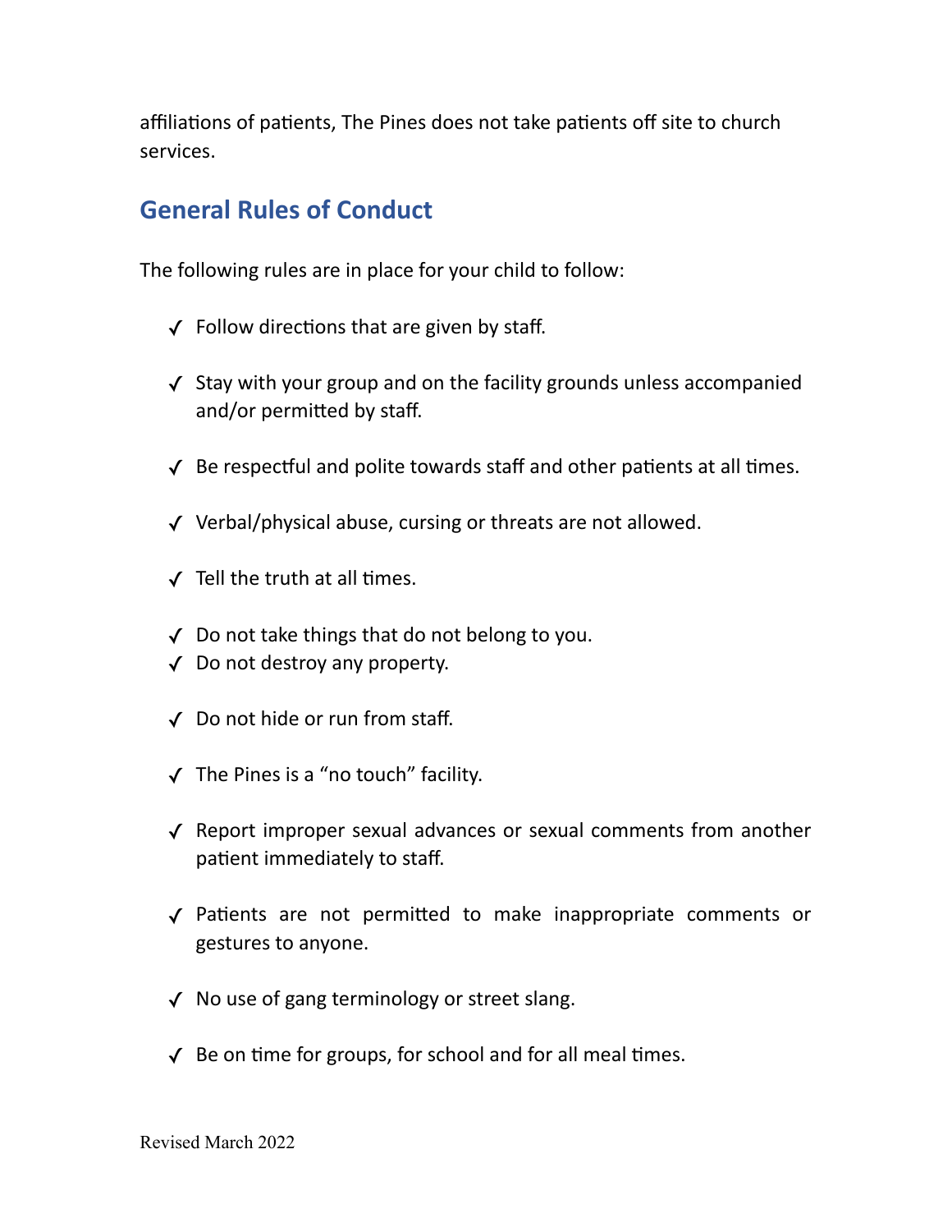affiliations of patients, The Pines does not take patients off site to church services.

## General Rules of Conduct

The following rules are in place for your child to follow:

- ✓ Follow directions that are given by staff.
- ✓ Stay with your group and on the facility grounds unless accompanied and/or permitted by staff.
- ✓ Be respectful and polite towards staff and other patients at all times.
- ✓ Verbal/physical abuse, cursing or threats are not allowed.
- ✓ Tell the truth at all times.
- ✓ Do not take things that do not belong to you.
- ✓ Do not destroy any property.
- ✓ Do not hide or run from staff.
- ✓ The Pines is a "no touch" facility.
- ✓ Report improper sexual advances or sexual comments from another patient immediately to staff.
- ✓ Patients are not permitted to make inappropriate comments or gestures to anyone.
- ✓ No use of gang terminology or street slang.
- ✓ Be on time for groups, for school and for all meal times.

Revised March 2022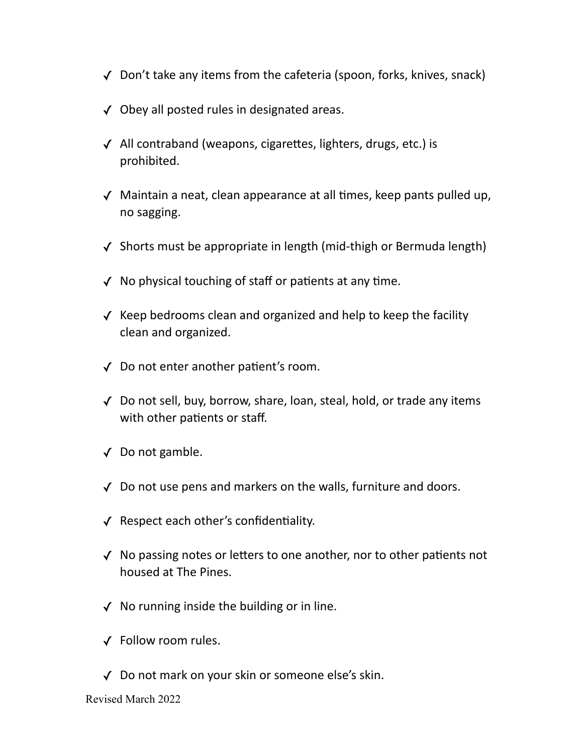- ✓ Don't take any items from the cafeteria (spoon, forks, knives, snack)
- ✓ Obey all posted rules in designated areas.
- ✓ All contraband (weapons, cigarettes, lighters, drugs, etc.) is prohibited.
- ✓ Maintain a neat, clean appearance at all times, keep pants pulled up, no sagging.
- ✓ Shorts must be appropriate in length (mid-thigh or Bermuda length)
- ✓ No physical touching of staff or patients at any time.
- ✓ Keep bedrooms clean and organized and help to keep the facility clean and organized.
- ✓ Do not enter another patient's room.
- ✓ Do not sell, buy, borrow, share, loan, steal, hold, or trade any items with other patients or staff.
- ✓ Do not gamble.
- ✓ Do not use pens and markers on the walls, furniture and doors.
- ✓ Respect each other's confidentiality.
- ✓ No passing notes or letters to one another, nor to other patients not housed at The Pines.
- ✓ No running inside the building or in line.
- ✓ Follow room rules.
- ✓ Do not mark on your skin or someone else's skin.

Revised March 2022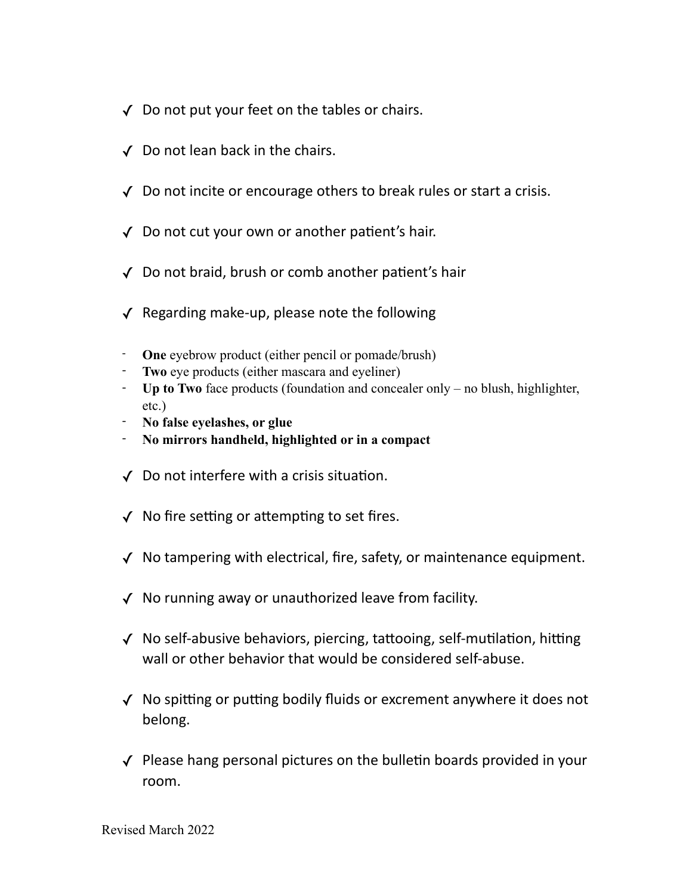- ✓ Do not put your feet on the tables or chairs.
- ✓ Do not lean back in the chairs.
- ✓ Do not incite or encourage others to break rules or start a crisis.
- ✓ Do not cut your own or another patient's hair.
- ✓ Do not braid, brush or comb another patient's hair
- ✓ Regarding make-up, please note the following
  - **One** eyebrow product (either pencil or pomade/brush)
  - **Two** eye products (either mascara and eyeliner)
  - **Up to Two** face products (foundation and concealer only – no blush, highlighter, etc.)
  - **No false eyelashes, or glue**
  - **No mirrors handheld, highlighted or in a compact**
- ✓ Do not interfere with a crisis situation.
- ✓ No fire setting or attempting to set fires.
- ✓ No tampering with electrical, fire, safety, or maintenance equipment.
- ✓ No running away or unauthorized leave from facility.
- ✓ No self-abusive behaviors, piercing, tattooing, self-mutilation, hitting wall or other behavior that would be considered self-abuse.
- ✓ No spitting or putting bodily fluids or excrement anywhere it does not belong.
- ✓ Please hang personal pictures on the bulletin boards provided in your room.

Revised March 2022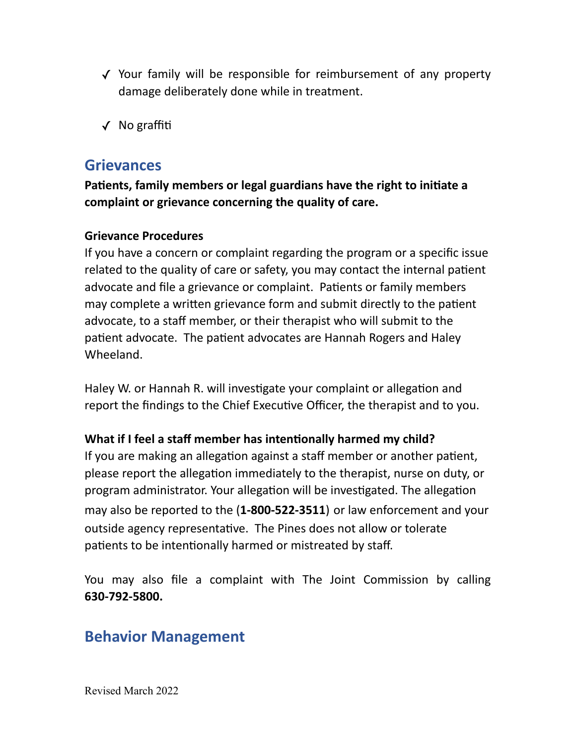- ✓ Your family will be responsible for reimbursement of any property damage deliberately done while in treatment.
- ✓ No graffiti

## Grievances

**Patients, family members or legal guardians have the right to initiate a complaint or grievance concerning the quality of care.**

**Grievance Procedures**

If you have a concern or complaint regarding the program or a specific issue related to the quality of care or safety, you may contact the internal patient advocate and file a grievance or complaint. Patients or family members may complete a written grievance form and submit directly to the patient advocate, to a staff member, or their therapist who will submit to the patient advocate. The patient advocates are Hannah Rogers and Haley Wheeland.

Haley W. or Hannah R. will investigate your complaint or allegation and report the findings to the Chief Executive Officer, the therapist and to you.

**What if I feel a staff member has intentionally harmed my child?**

If you are making an allegation against a staff member or another patient, please report the allegation immediately to the therapist, nurse on duty, or program administrator. Your allegation will be investigated. The allegation may also be reported to the (**1-800-522-3511**) or law enforcement and your outside agency representative. The Pines does not allow or tolerate patients to be intentionally harmed or mistreated by staff.

You may also file a complaint with The Joint Commission by calling **630-792-5800.**

## Behavior Management

Revised March 2022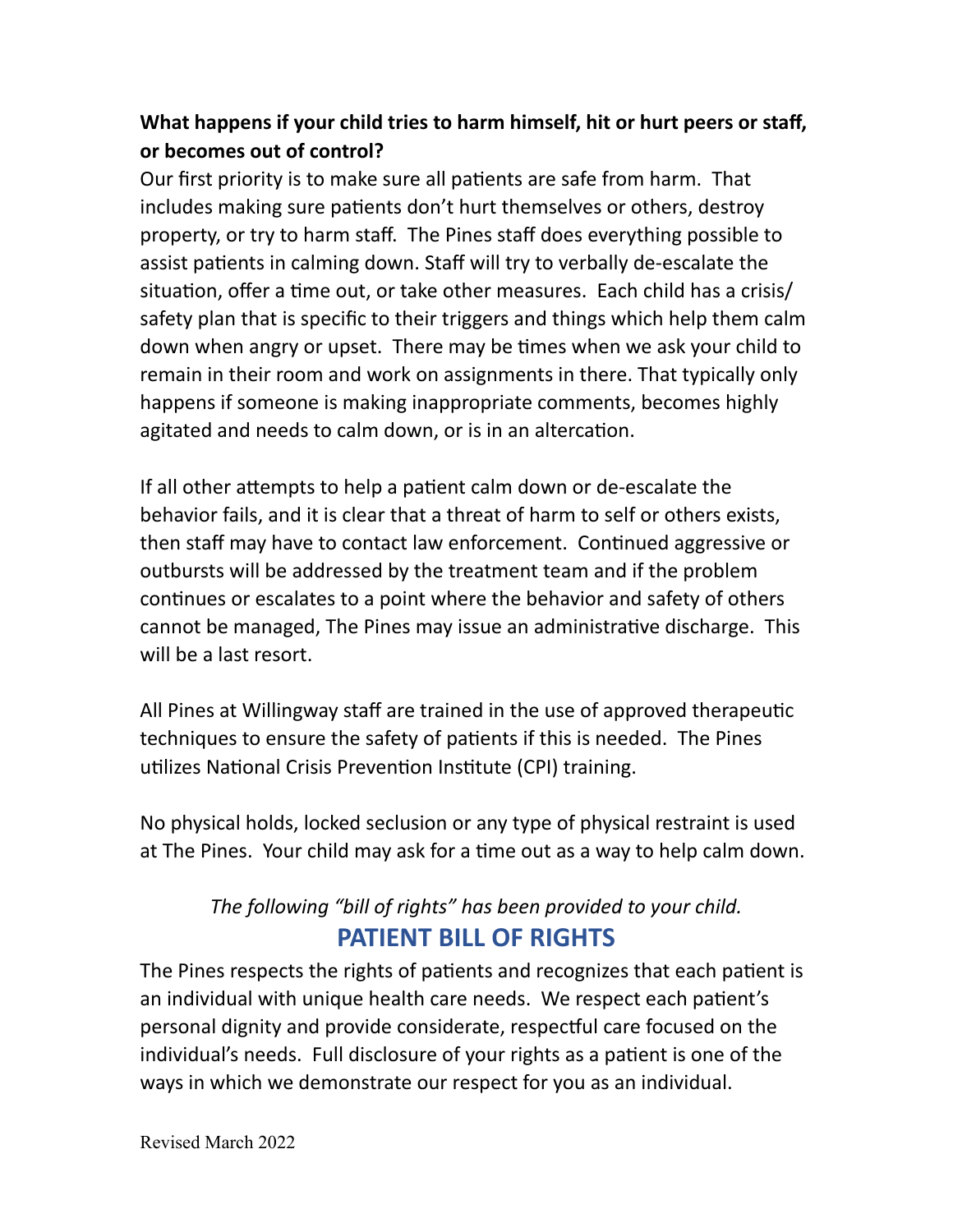**What happens if your child tries to harm himself, hit or hurt peers or staff, or becomes out of control?**

Our first priority is to make sure all patients are safe from harm. That includes making sure patients don't hurt themselves or others, destroy property, or try to harm staff. The Pines staff does everything possible to assist patients in calming down. Staff will try to verbally de-escalate the situation, offer a time out, or take other measures. Each child has a crisis/safety plan that is specific to their triggers and things which help them calm down when angry or upset. There may be times when we ask your child to remain in their room and work on assignments in there. That typically only happens if someone is making inappropriate comments, becomes highly agitated and needs to calm down, or is in an altercation.

If all other attempts to help a patient calm down or de-escalate the behavior fails, and it is clear that a threat of harm to self or others exists, then staff may have to contact law enforcement. Continued aggressive or outbursts will be addressed by the treatment team and if the problem continues or escalates to a point where the behavior and safety of others cannot be managed, The Pines may issue an administrative discharge. This will be a last resort.

All Pines at Willingway staff are trained in the use of approved therapeutic techniques to ensure the safety of patients if this is needed. The Pines utilizes National Crisis Prevention Institute (CPI) training.

No physical holds, locked seclusion or any type of physical restraint is used at The Pines. Your child may ask for a time out as a way to help calm down.

*The following "bill of rights" has been provided to your child.*

## PATIENT BILL OF RIGHTS

The Pines respects the rights of patients and recognizes that each patient is an individual with unique health care needs. We respect each patient's personal dignity and provide considerate, respectful care focused on the individual's needs. Full disclosure of your rights as a patient is one of the ways in which we demonstrate our respect for you as an individual.

Revised March 2022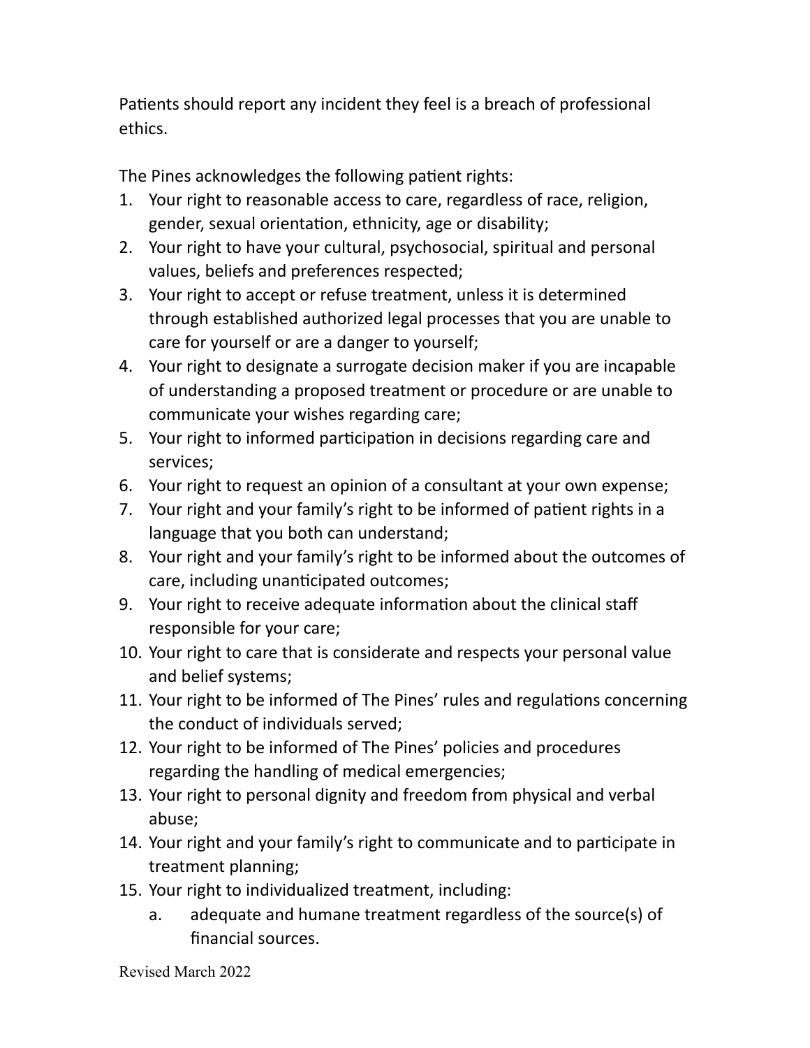Patients should report any incident they feel is a breach of professional ethics.

The Pines acknowledges the following patient rights:

1. Your right to reasonable access to care, regardless of race, religion, gender, sexual orientation, ethnicity, age or disability;
2. Your right to have your cultural, psychosocial, spiritual and personal values, beliefs and preferences respected;
3. Your right to accept or refuse treatment, unless it is determined through established authorized legal processes that you are unable to care for yourself or are a danger to yourself;
4. Your right to designate a surrogate decision maker if you are incapable of understanding a proposed treatment or procedure or are unable to communicate your wishes regarding care;
5. Your right to informed participation in decisions regarding care and services;
6. Your right to request an opinion of a consultant at your own expense;
7. Your right and your family's right to be informed of patient rights in a language that you both can understand;
8. Your right and your family's right to be informed about the outcomes of care, including unanticipated outcomes;
9. Your right to receive adequate information about the clinical staff responsible for your care;
10. Your right to care that is considerate and respects your personal value and belief systems;
11. Your right to be informed of The Pines' rules and regulations concerning the conduct of individuals served;
12. Your right to be informed of The Pines' policies and procedures regarding the handling of medical emergencies;
13. Your right to personal dignity and freedom from physical and verbal abuse;
14. Your right and your family's right to communicate and to participate in treatment planning;
15. Your right to individualized treatment, including:
    a. adequate and humane treatment regardless of the source(s) of financial sources.

Revised March 2022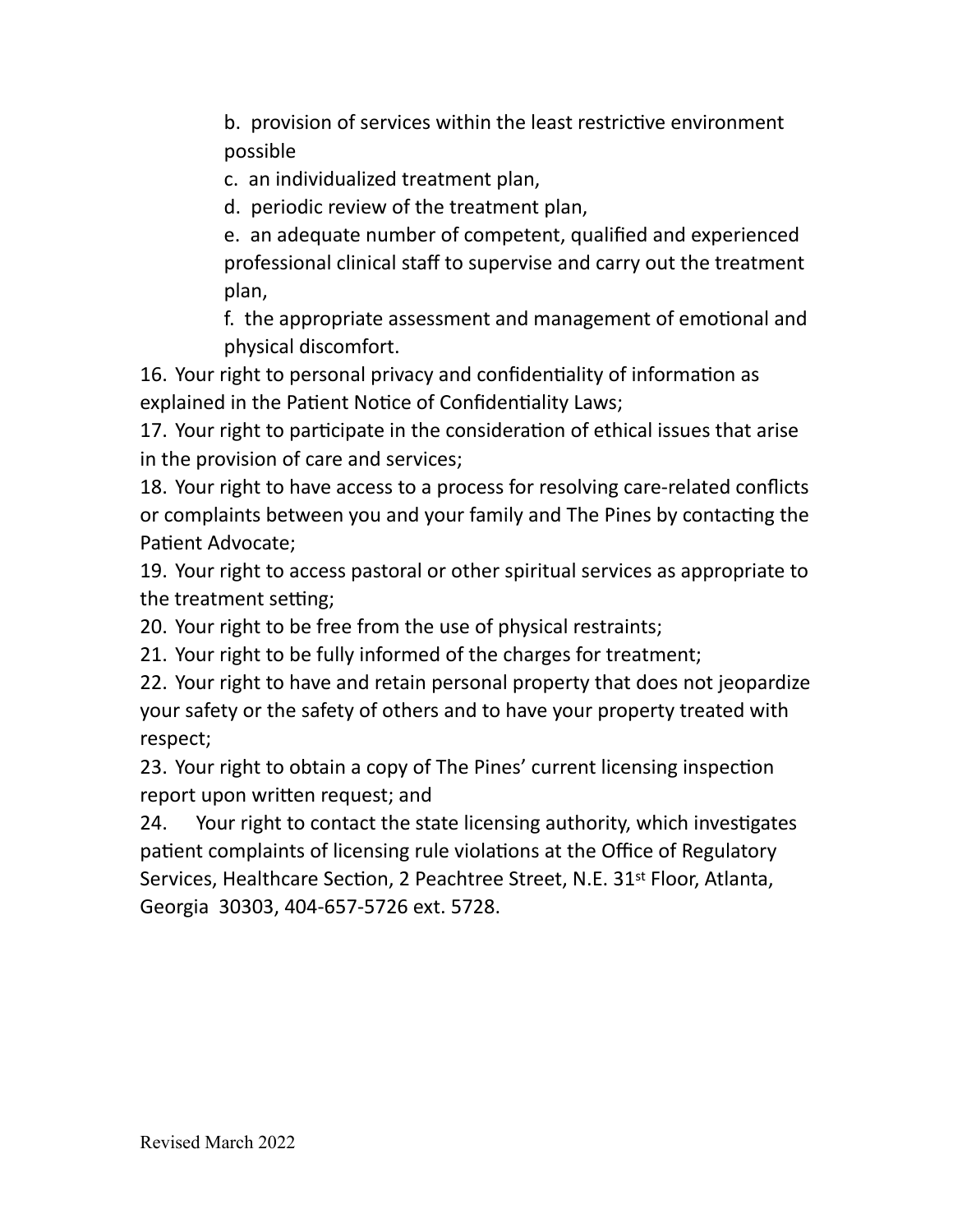b. provision of services within the least restrictive environment possible

c. an individualized treatment plan,

d. periodic review of the treatment plan,

e. an adequate number of competent, qualified and experienced professional clinical staff to supervise and carry out the treatment plan,

f. the appropriate assessment and management of emotional and physical discomfort.

16. Your right to personal privacy and confidentiality of information as explained in the Patient Notice of Confidentiality Laws;
17. Your right to participate in the consideration of ethical issues that arise in the provision of care and services;
18. Your right to have access to a process for resolving care-related conflicts or complaints between you and your family and The Pines by contacting the Patient Advocate;
19. Your right to access pastoral or other spiritual services as appropriate to the treatment setting;
20. Your right to be free from the use of physical restraints;
21. Your right to be fully informed of the charges for treatment;
22. Your right to have and retain personal property that does not jeopardize your safety or the safety of others and to have your property treated with respect;
23. Your right to obtain a copy of The Pines' current licensing inspection report upon written request; and
24. Your right to contact the state licensing authority, which investigates patient complaints of licensing rule violations at the Office of Regulatory Services, Healthcare Section, 2 Peachtree Street, N.E. 31st Floor, Atlanta, Georgia 30303, 404-657-5726 ext. 5728.

Revised March 2022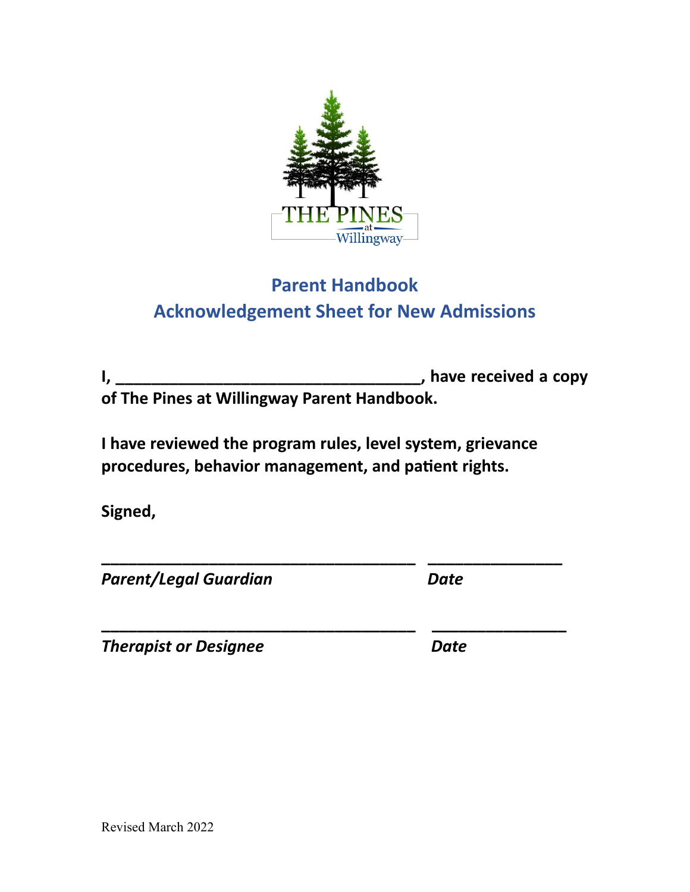THE PINES at Willingway

## Parent Handbook
## Acknowledgement Sheet for New Admissions

**I, ___________________________________, have received a copy of The Pines at Willingway Parent Handbook.**

**I have reviewed the program rules, level system, grievance procedures, behavior management, and patient rights.**

**Signed,**

_____________________________________ _______________

***Parent/Legal Guardian*** ***Date***

_____________________________________ _______________

***Therapist or Designee*** ***Date***

Revised March 2022